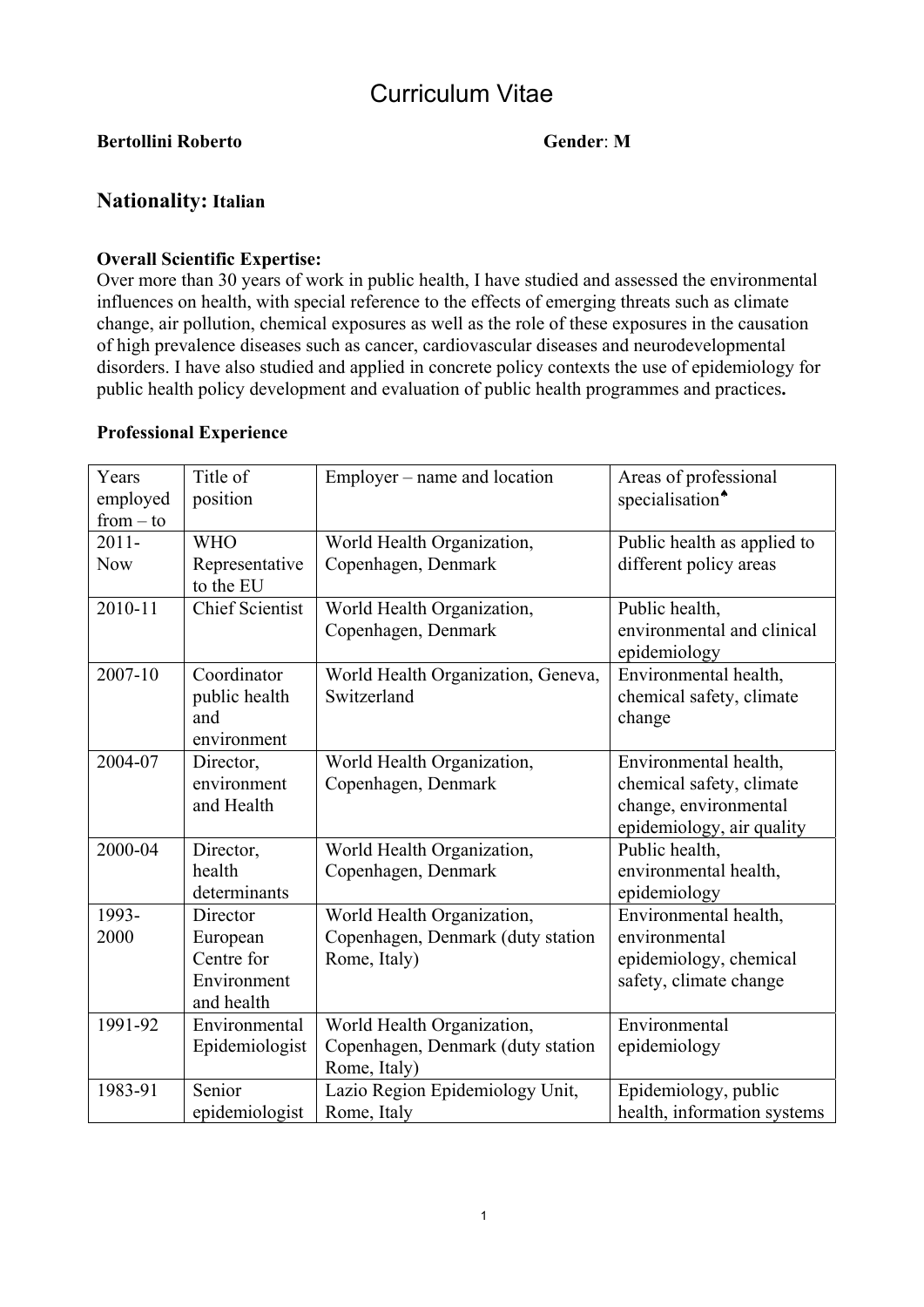# Curriculum Vitae

**Bertollini Roberto** **Gender**: **M**

## Nationality: Italian

**Overall Scientific Expertise:**
Over more than 30 years of work in public health, I have studied and assessed the environmental influences on health, with special reference to the effects of emerging threats such as climate change, air pollution, chemical exposures as well as the role of these exposures in the causation of high prevalence diseases such as cancer, cardiovascular diseases and neurodevelopmental disorders. I have also studied and applied in concrete policy contexts the use of epidemiology for public health policy development and evaluation of public health programmes and practices**.**

**Professional Experience**

| Years employed from – to | Title of position | Employer – name and location | Areas of professional specialisation♠ |
|---|---|---|---|
| 2011-Now | WHO Representative to the EU | World Health Organization, Copenhagen, Denmark | Public health as applied to different policy areas |
| 2010-11 | Chief Scientist | World Health Organization, Copenhagen, Denmark | Public health, environmental and clinical epidemiology |
| 2007-10 | Coordinator public health and environment | World Health Organization, Geneva, Switzerland | Environmental health, chemical safety, climate change |
| 2004-07 | Director, environment and Health | World Health Organization, Copenhagen, Denmark | Environmental health, chemical safety, climate change, environmental epidemiology, air quality |
| 2000-04 | Director, health determinants | World Health Organization, Copenhagen, Denmark | Public health, environmental health, epidemiology |
| 1993-2000 | Director European Centre for Environment and health | World Health Organization, Copenhagen, Denmark (duty station Rome, Italy) | Environmental health, environmental epidemiology, chemical safety, climate change |
| 1991-92 | Environmental Epidemiologist | World Health Organization, Copenhagen, Denmark (duty station Rome, Italy) | Environmental epidemiology |
| 1983-91 | Senior epidemiologist | Lazio Region Epidemiology Unit, Rome, Italy | Epidemiology, public health, information systems |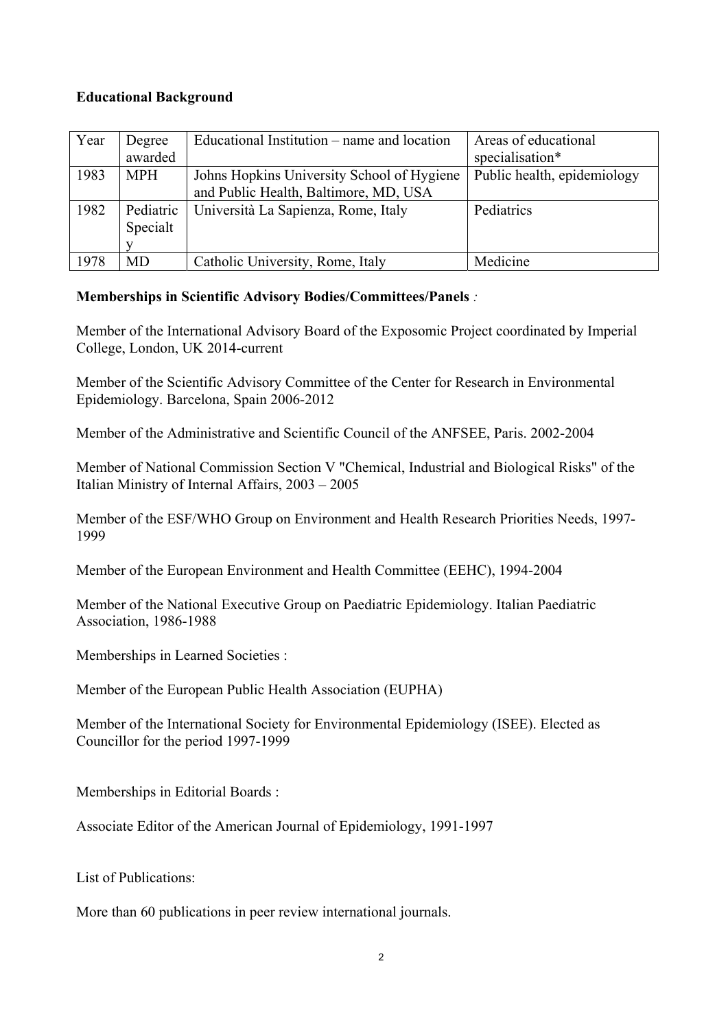**Educational Background**

| Year | Degree awarded | Educational Institution – name and location | Areas of educational specialisation* |
|---|---|---|---|
| 1983 | MPH | Johns Hopkins University School of Hygiene and Public Health, Baltimore, MD, USA | Public health, epidemiology |
| 1982 | Pediatric Specialty | Università La Sapienza, Rome, Italy | Pediatrics |
| 1978 | MD | Catholic University, Rome, Italy | Medicine |

**Memberships in Scientific Advisory Bodies/Committees/Panels** *:*

Member of the International Advisory Board of the Exposomic Project coordinated by Imperial College, London, UK 2014-current

Member of the Scientific Advisory Committee of the Center for Research in Environmental Epidemiology. Barcelona, Spain 2006-2012

Member of the Administrative and Scientific Council of the ANFSEE, Paris. 2002-2004

Member of National Commission Section V "Chemical, Industrial and Biological Risks" of the Italian Ministry of Internal Affairs, 2003 – 2005

Member of the ESF/WHO Group on Environment and Health Research Priorities Needs, 1997-1999

Member of the European Environment and Health Committee (EEHC), 1994-2004

Member of the National Executive Group on Paediatric Epidemiology. Italian Paediatric Association, 1986-1988

Memberships in Learned Societies :

Member of the European Public Health Association (EUPHA)

Member of the International Society for Environmental Epidemiology (ISEE). Elected as Councillor for the period 1997-1999

Memberships in Editorial Boards :

Associate Editor of the American Journal of Epidemiology, 1991-1997

List of Publications:

More than 60 publications in peer review international journals.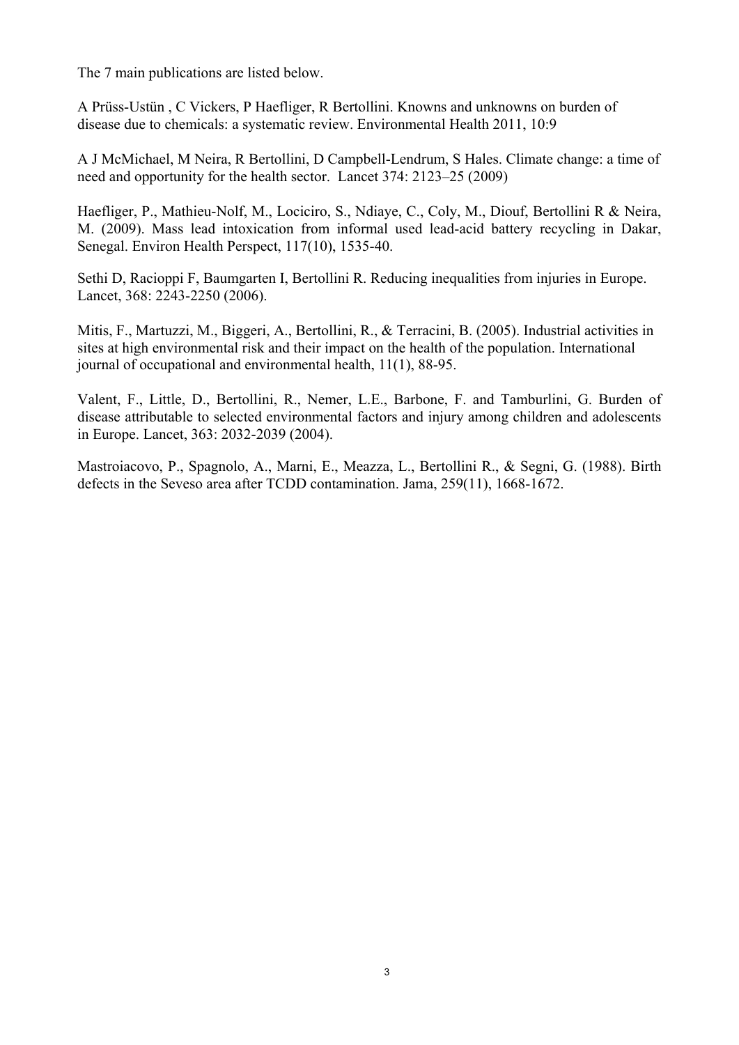The 7 main publications are listed below.

A Prüss-Ustün , C Vickers, P Haefliger, R Bertollini. Knowns and unknowns on burden of disease due to chemicals: a systematic review. Environmental Health 2011, 10:9

A J McMichael, M Neira, R Bertollini, D Campbell-Lendrum, S Hales. Climate change: a time of need and opportunity for the health sector. Lancet 374: 2123–25 (2009)

Haefliger, P., Mathieu-Nolf, M., Lociciro, S., Ndiaye, C., Coly, M., Diouf, Bertollini R & Neira, M. (2009). Mass lead intoxication from informal used lead-acid battery recycling in Dakar, Senegal. Environ Health Perspect, 117(10), 1535-40.

Sethi D, Racioppi F, Baumgarten I, Bertollini R. Reducing inequalities from injuries in Europe. Lancet, 368: 2243-2250 (2006).

Mitis, F., Martuzzi, M., Biggeri, A., Bertollini, R., & Terracini, B. (2005). Industrial activities in sites at high environmental risk and their impact on the health of the population. International journal of occupational and environmental health, 11(1), 88-95.

Valent, F., Little, D., Bertollini, R., Nemer, L.E., Barbone, F. and Tamburlini, G. Burden of disease attributable to selected environmental factors and injury among children and adolescents in Europe. Lancet, 363: 2032-2039 (2004).

Mastroiacovo, P., Spagnolo, A., Marni, E., Meazza, L., Bertollini R., & Segni, G. (1988). Birth defects in the Seveso area after TCDD contamination. Jama, 259(11), 1668-1672.